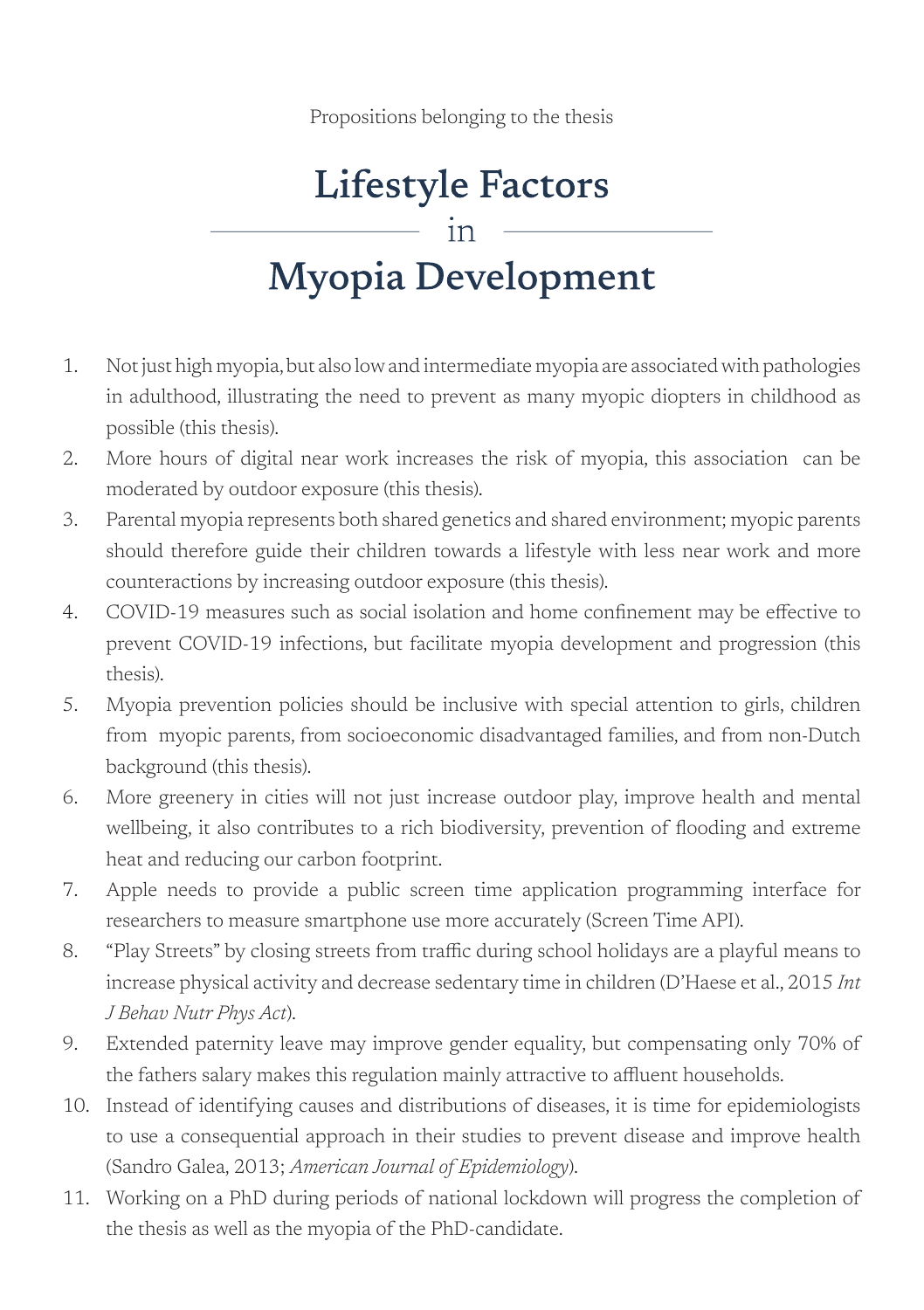Propositions belonging to the thesis

# Lifestyle Factors in Myopia Development

1. Not just high myopia, but also low and intermediate myopia are associated with pathologies in adulthood, illustrating the need to prevent as many myopic diopters in childhood as possible (this thesis).
2. More hours of digital near work increases the risk of myopia, this association can be moderated by outdoor exposure (this thesis).
3. Parental myopia represents both shared genetics and shared environment; myopic parents should therefore guide their children towards a lifestyle with less near work and more counteractions by increasing outdoor exposure (this thesis).
4. COVID-19 measures such as social isolation and home confinement may be effective to prevent COVID-19 infections, but facilitate myopia development and progression (this thesis).
5. Myopia prevention policies should be inclusive with special attention to girls, children from myopic parents, from socioeconomic disadvantaged families, and from non-Dutch background (this thesis).
6. More greenery in cities will not just increase outdoor play, improve health and mental wellbeing, it also contributes to a rich biodiversity, prevention of flooding and extreme heat and reducing our carbon footprint.
7. Apple needs to provide a public screen time application programming interface for researchers to measure smartphone use more accurately (Screen Time API).
8. "Play Streets" by closing streets from traffic during school holidays are a playful means to increase physical activity and decrease sedentary time in children (D'Haese et al., 2015 *Int J Behav Nutr Phys Act*).
9. Extended paternity leave may improve gender equality, but compensating only 70% of the fathers salary makes this regulation mainly attractive to affluent households.
10. Instead of identifying causes and distributions of diseases, it is time for epidemiologists to use a consequential approach in their studies to prevent disease and improve health (Sandro Galea, 2013; *American Journal of Epidemiology*).
11. Working on a PhD during periods of national lockdown will progress the completion of the thesis as well as the myopia of the PhD-candidate.